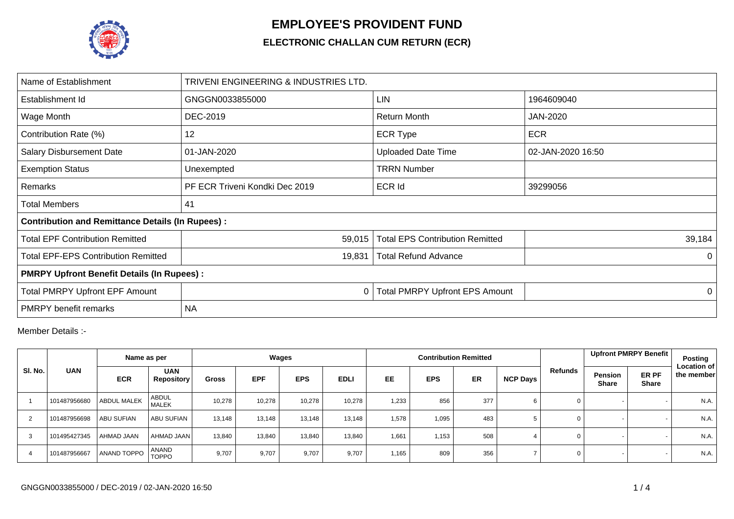# EMPLOYEE'S PROVIDENT FUND

## ELECTRONIC CHALLAN CUM RETURN (ECR)

| Name of Establishment | TRIVENI ENGINEERING & INDUSTRIES LTD. | | |
|---|---|---|---|
| Establishment Id | GNGGN0033855000 | LIN | 1964609040 |
| Wage Month | DEC-2019 | Return Month | JAN-2020 |
| Contribution Rate (%) | 12 | ECR Type | ECR |
| Salary Disbursement Date | 01-JAN-2020 | Uploaded Date Time | 02-JAN-2020 16:50 |
| Exemption Status | Unexempted | TRRN Number | |
| Remarks | PF ECR Triveni Kondki Dec 2019 | ECR Id | 39299056 |
| Total Members | 41 | | |
| **Contribution and Remittance Details (In Rupees) :** | | | |
| Total EPF Contribution Remitted | 59,015 | Total EPS Contribution Remitted | 39,184 |
| Total EPF-EPS Contribution Remitted | 19,831 | Total Refund Advance | 0 |
| **PMRPY Upfront Benefit Details (In Rupees) :** | | | |
| Total PMRPY Upfront EPF Amount | 0 | Total PMRPY Upfront EPS Amount | 0 |
| PMRPY benefit remarks | NA | | |

Member Details :-

| Sl. No. | UAN | Name as per | | Wages | | | | Contribution Remitted | | | | Refunds | Upfront PMRPY Benefit | | Posting Location of the member |
|---|---|---|---|---|---|---|---|---|---|---|---|---|---|---|---|
| | | ECR | UAN Repository | Gross | EPF | EPS | EDLI | EE | EPS | ER | NCP Days | | Pension Share | ER PF Share | |
| 1 | 101487956680 | ABDUL MALEK | ABDUL MALEK | 10,278 | 10,278 | 10,278 | 10,278 | 1,233 | 856 | 377 | 6 | 0 | - | - | N.A. |
| 2 | 101487956698 | ABU SUFIAN | ABU SUFIAN | 13,148 | 13,148 | 13,148 | 13,148 | 1,578 | 1,095 | 483 | 5 | 0 | - | - | N.A. |
| 3 | 101495427345 | AHMAD JAAN | AHMAD JAAN | 13,840 | 13,840 | 13,840 | 13,840 | 1,661 | 1,153 | 508 | 4 | 0 | - | - | N.A. |
| 4 | 101487956667 | ANAND TOPPO | ANAND TOPPO | 9,707 | 9,707 | 9,707 | 9,707 | 1,165 | 809 | 356 | 7 | 0 | - | - | N.A. |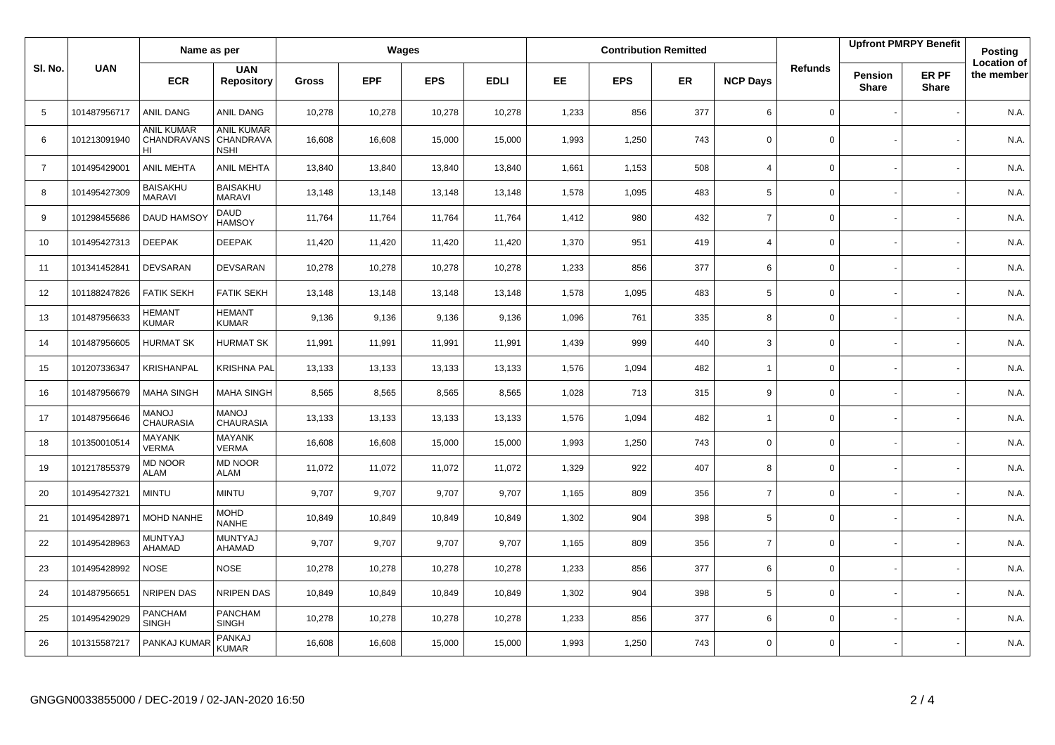| Sl. No. | UAN | Name as per | | Wages | | | | Contribution Remitted | | | | Refunds | Upfront PMRPY Benefit | | Posting Location of the member |
|---|---|---|---|---|---|---|---|---|---|---|---|---|---|---|---|
| | | ECR | UAN Repository | Gross | EPF | EPS | EDLI | EE | EPS | ER | NCP Days | | Pension Share | ER PF Share | |
| 5 | 101487956717 | ANIL DANG | ANIL DANG | 10,278 | 10,278 | 10,278 | 10,278 | 1,233 | 856 | 377 | 6 | 0 | - | - | N.A. |
| 6 | 101213091940 | ANIL KUMAR CHANDRAVANSHI | ANIL KUMAR CHANDRAVANSHI | 16,608 | 16,608 | 15,000 | 15,000 | 1,993 | 1,250 | 743 | 0 | 0 | - | - | N.A. |
| 7 | 101495429001 | ANIL MEHTA | ANIL MEHTA | 13,840 | 13,840 | 13,840 | 13,840 | 1,661 | 1,153 | 508 | 4 | 0 | - | - | N.A. |
| 8 | 101495427309 | BAISAKHU MARAVI | BAISAKHU MARAVI | 13,148 | 13,148 | 13,148 | 13,148 | 1,578 | 1,095 | 483 | 5 | 0 | - | - | N.A. |
| 9 | 101298455686 | DAUD HAMSOY | DAUD HAMSOY | 11,764 | 11,764 | 11,764 | 11,764 | 1,412 | 980 | 432 | 7 | 0 | - | - | N.A. |
| 10 | 101495427313 | DEEPAK | DEEPAK | 11,420 | 11,420 | 11,420 | 11,420 | 1,370 | 951 | 419 | 4 | 0 | - | - | N.A. |
| 11 | 101341452841 | DEVSARAN | DEVSARAN | 10,278 | 10,278 | 10,278 | 10,278 | 1,233 | 856 | 377 | 6 | 0 | - | - | N.A. |
| 12 | 101188247826 | FATIK SEKH | FATIK SEKH | 13,148 | 13,148 | 13,148 | 13,148 | 1,578 | 1,095 | 483 | 5 | 0 | - | - | N.A. |
| 13 | 101487956633 | HEMANT KUMAR | HEMANT KUMAR | 9,136 | 9,136 | 9,136 | 9,136 | 1,096 | 761 | 335 | 8 | 0 | - | - | N.A. |
| 14 | 101487956605 | HURMAT SK | HURMAT SK | 11,991 | 11,991 | 11,991 | 11,991 | 1,439 | 999 | 440 | 3 | 0 | - | - | N.A. |
| 15 | 101207336347 | KRISHANPAL | KRISHNA PAL | 13,133 | 13,133 | 13,133 | 13,133 | 1,576 | 1,094 | 482 | 1 | 0 | - | - | N.A. |
| 16 | 101487956679 | MAHA SINGH | MAHA SINGH | 8,565 | 8,565 | 8,565 | 8,565 | 1,028 | 713 | 315 | 9 | 0 | - | - | N.A. |
| 17 | 101487956646 | MANOJ CHAURASIA | MANOJ CHAURASIA | 13,133 | 13,133 | 13,133 | 13,133 | 1,576 | 1,094 | 482 | 1 | 0 | - | - | N.A. |
| 18 | 101350010514 | MAYANK VERMA | MAYANK VERMA | 16,608 | 16,608 | 15,000 | 15,000 | 1,993 | 1,250 | 743 | 0 | 0 | - | - | N.A. |
| 19 | 101217855379 | MD NOOR ALAM | MD NOOR ALAM | 11,072 | 11,072 | 11,072 | 11,072 | 1,329 | 922 | 407 | 8 | 0 | - | - | N.A. |
| 20 | 101495427321 | MINTU | MINTU | 9,707 | 9,707 | 9,707 | 9,707 | 1,165 | 809 | 356 | 7 | 0 | - | - | N.A. |
| 21 | 101495428971 | MOHD NANHE | MOHD NANHE | 10,849 | 10,849 | 10,849 | 10,849 | 1,302 | 904 | 398 | 5 | 0 | - | - | N.A. |
| 22 | 101495428963 | MUNTYAJ AHAMAD | MUNTYAJ AHAMAD | 9,707 | 9,707 | 9,707 | 9,707 | 1,165 | 809 | 356 | 7 | 0 | - | - | N.A. |
| 23 | 101495428992 | NOSE | NOSE | 10,278 | 10,278 | 10,278 | 10,278 | 1,233 | 856 | 377 | 6 | 0 | - | - | N.A. |
| 24 | 101487956651 | NRIPEN DAS | NRIPEN DAS | 10,849 | 10,849 | 10,849 | 10,849 | 1,302 | 904 | 398 | 5 | 0 | - | - | N.A. |
| 25 | 101495429029 | PANCHAM SINGH | PANCHAM SINGH | 10,278 | 10,278 | 10,278 | 10,278 | 1,233 | 856 | 377 | 6 | 0 | - | - | N.A. |
| 26 | 101315587217 | PANKAJ KUMAR | PANKAJ KUMAR | 16,608 | 16,608 | 15,000 | 15,000 | 1,993 | 1,250 | 743 | 0 | 0 | - | - | N.A. |

GNGGN0033855000 / DEC-2019 / 02-JAN-2020 16:50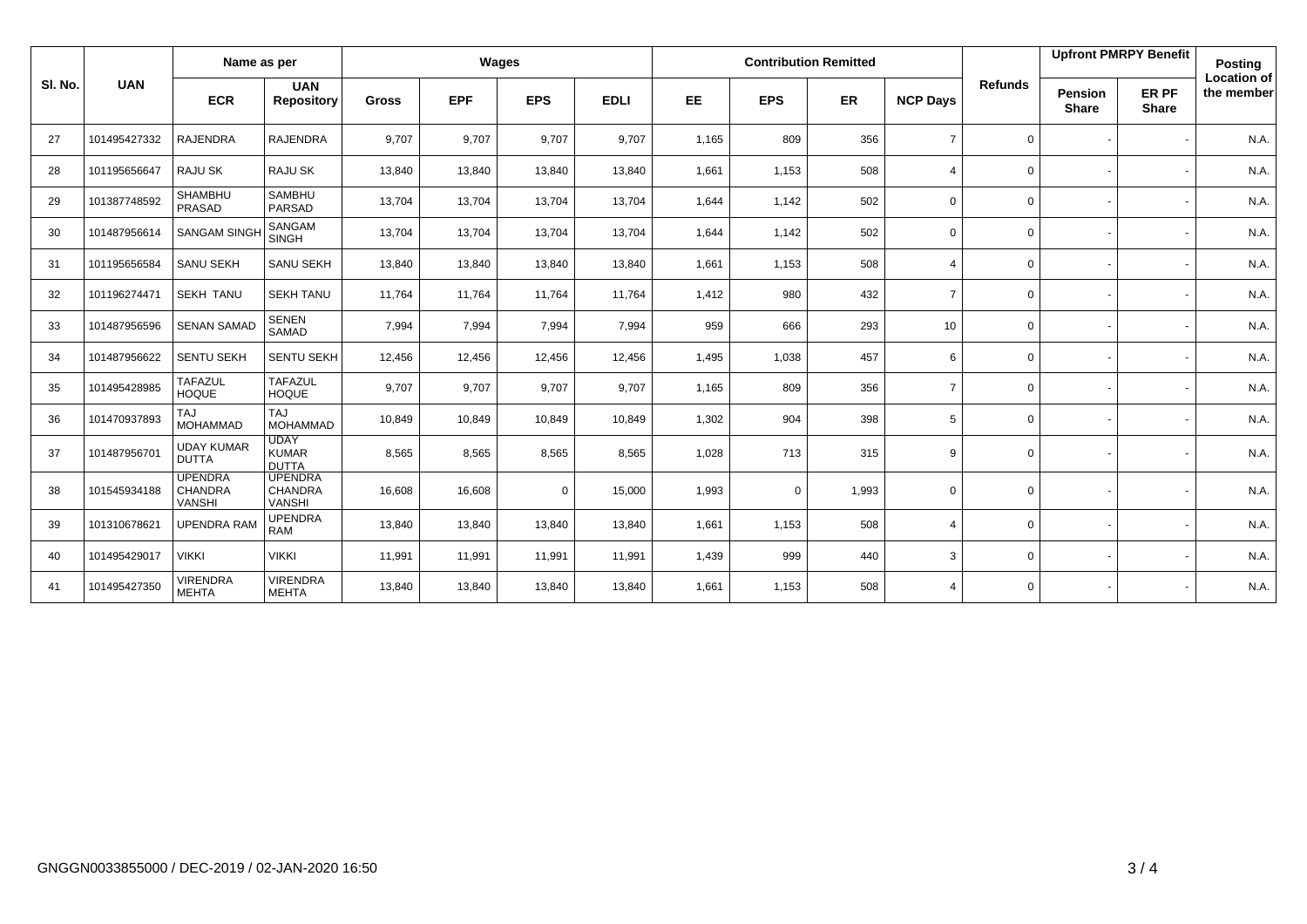| Sl. No. | UAN | Name as per | | Wages | | | | Contribution Remitted | | | | Refunds | Upfront PMRPY Benefit | | Posting Location of the member |
|---|---|---|---|---|---|---|---|---|---|---|---|---|---|---|---|
| | | ECR | UAN Repository | Gross | EPF | EPS | EDLI | EE | EPS | ER | NCP Days | | Pension Share | ER PF Share | |
| 27 | 101495427332 | RAJENDRA | RAJENDRA | 9,707 | 9,707 | 9,707 | 9,707 | 1,165 | 809 | 356 | 7 | 0 | - | - | N.A. |
| 28 | 101195656647 | RAJU SK | RAJU SK | 13,840 | 13,840 | 13,840 | 13,840 | 1,661 | 1,153 | 508 | 4 | 0 | - | - | N.A. |
| 29 | 101387748592 | SHAMBHU PRASAD | SAMBHU PARSAD | 13,704 | 13,704 | 13,704 | 13,704 | 1,644 | 1,142 | 502 | 0 | 0 | - | - | N.A. |
| 30 | 101487956614 | SANGAM SINGH | SANGAM SINGH | 13,704 | 13,704 | 13,704 | 13,704 | 1,644 | 1,142 | 502 | 0 | 0 | - | - | N.A. |
| 31 | 101195656584 | SANU SEKH | SANU SEKH | 13,840 | 13,840 | 13,840 | 13,840 | 1,661 | 1,153 | 508 | 4 | 0 | - | - | N.A. |
| 32 | 101196274471 | SEKH TANU | SEKH TANU | 11,764 | 11,764 | 11,764 | 11,764 | 1,412 | 980 | 432 | 7 | 0 | - | - | N.A. |
| 33 | 101487956596 | SENAN SAMAD | SENEN SAMAD | 7,994 | 7,994 | 7,994 | 7,994 | 959 | 666 | 293 | 10 | 0 | - | - | N.A. |
| 34 | 101487956622 | SENTU SEKH | SENTU SEKH | 12,456 | 12,456 | 12,456 | 12,456 | 1,495 | 1,038 | 457 | 6 | 0 | - | - | N.A. |
| 35 | 101495428985 | TAFAZUL HOQUE | TAFAZUL HOQUE | 9,707 | 9,707 | 9,707 | 9,707 | 1,165 | 809 | 356 | 7 | 0 | - | - | N.A. |
| 36 | 101470937893 | TAJ MOHAMMAD | TAJ MOHAMMAD | 10,849 | 10,849 | 10,849 | 10,849 | 1,302 | 904 | 398 | 5 | 0 | - | - | N.A. |
| 37 | 101487956701 | UDAY KUMAR DUTTA | UDAY KUMAR DUTTA | 8,565 | 8,565 | 8,565 | 8,565 | 1,028 | 713 | 315 | 9 | 0 | - | - | N.A. |
| 38 | 101545934188 | UPENDRA CHANDRA VANSHI | UPENDRA CHANDRA VANSHI | 16,608 | 16,608 | 0 | 15,000 | 1,993 | 0 | 1,993 | 0 | 0 | - | - | N.A. |
| 39 | 101310678621 | UPENDRA RAM | UPENDRA RAM | 13,840 | 13,840 | 13,840 | 13,840 | 1,661 | 1,153 | 508 | 4 | 0 | - | - | N.A. |
| 40 | 101495429017 | VIKKI | VIKKI | 11,991 | 11,991 | 11,991 | 11,991 | 1,439 | 999 | 440 | 3 | 0 | - | - | N.A. |
| 41 | 101495427350 | VIRENDRA MEHTA | VIRENDRA MEHTA | 13,840 | 13,840 | 13,840 | 13,840 | 1,661 | 1,153 | 508 | 4 | 0 | - | - | N.A. |

GNGGN0033855000 / DEC-2019 / 02-JAN-2020 16:50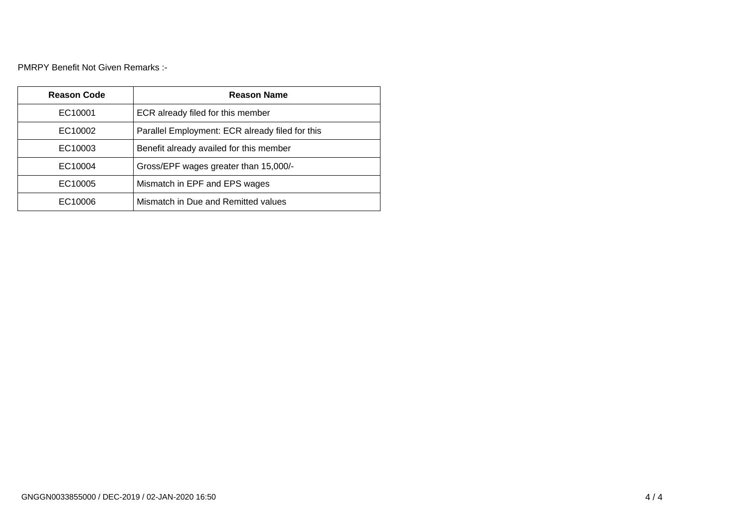PMRPY Benefit Not Given Remarks :-

| Reason Code | Reason Name |
| --- | --- |
| EC10001 | ECR already filed for this member |
| EC10002 | Parallel Employment: ECR already filed for this |
| EC10003 | Benefit already availed for this member |
| EC10004 | Gross/EPF wages greater than 15,000/- |
| EC10005 | Mismatch in EPF and EPS wages |
| EC10006 | Mismatch in Due and Remitted values |